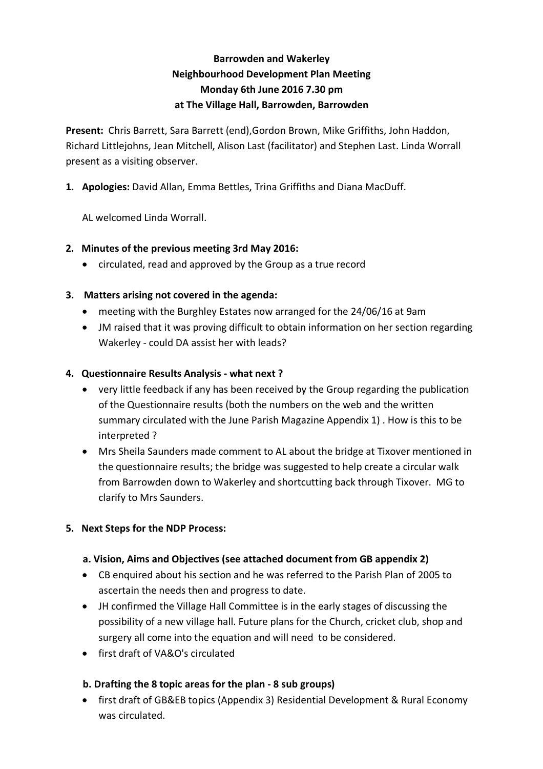**Barrowden and Wakerley**
**Neighbourhood Development Plan Meeting**
**Monday 6th June 2016 7.30 pm**
**at The Village Hall, Barrowden, Barrowden**

**Present:** Chris Barrett, Sara Barrett (end),Gordon Brown, Mike Griffiths, John Haddon, Richard Littlejohns, Jean Mitchell, Alison Last (facilitator) and Stephen Last. Linda Worrall present as a visiting observer.

1. **Apologies:** David Allan, Emma Bettles, Trina Griffiths and Diana MacDuff.

   AL welcomed Linda Worrall.

2. **Minutes of the previous meeting 3rd May 2016:**
   - circulated, read and approved by the Group as a true record

3. **Matters arising not covered in the agenda:**
   - meeting with the Burghley Estates now arranged for the 24/06/16 at 9am
   - JM raised that it was proving difficult to obtain information on her section regarding Wakerley - could DA assist her with leads?

4. **Questionnaire Results Analysis - what next ?**
   - very little feedback if any has been received by the Group regarding the publication of the Questionnaire results (both the numbers on the web and the written summary circulated with the June Parish Magazine Appendix 1) . How is this to be interpreted ?
   - Mrs Sheila Saunders made comment to AL about the bridge at Tixover mentioned in the questionnaire results; the bridge was suggested to help create a circular walk from Barrowden down to Wakerley and shortcutting back through Tixover. MG to clarify to Mrs Saunders.

5. **Next Steps for the NDP Process:**

   **a. Vision, Aims and Objectives (see attached document from GB appendix 2)**
   - CB enquired about his section and he was referred to the Parish Plan of 2005 to ascertain the needs then and progress to date.
   - JH confirmed the Village Hall Committee is in the early stages of discussing the possibility of a new village hall. Future plans for the Church, cricket club, shop and surgery all come into the equation and will need to be considered.
   - first draft of VA&O's circulated

   **b. Drafting the 8 topic areas for the plan - 8 sub groups)**
   - first draft of GB&EB topics (Appendix 3) Residential Development & Rural Economy was circulated.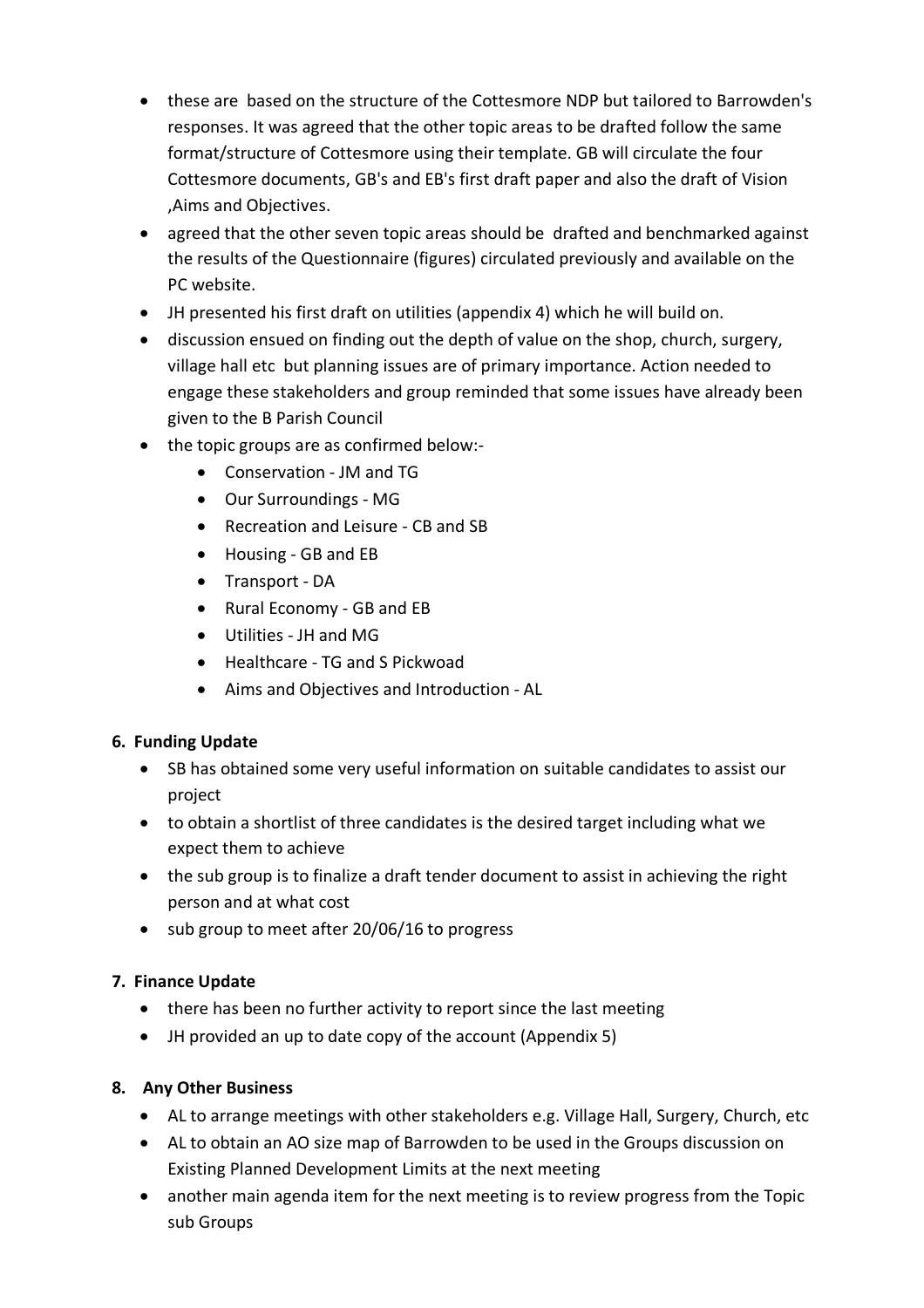- these are based on the structure of the Cottesmore NDP but tailored to Barrowden's responses. It was agreed that the other topic areas to be drafted follow the same format/structure of Cottesmore using their template. GB will circulate the four Cottesmore documents, GB's and EB's first draft paper and also the draft of Vision ,Aims and Objectives.
- agreed that the other seven topic areas should be drafted and benchmarked against the results of the Questionnaire (figures) circulated previously and available on the PC website.
- JH presented his first draft on utilities (appendix 4) which he will build on.
- discussion ensued on finding out the depth of value on the shop, church, surgery, village hall etc but planning issues are of primary importance. Action needed to engage these stakeholders and group reminded that some issues have already been given to the B Parish Council
- the topic groups are as confirmed below:-
    - Conservation - JM and TG
    - Our Surroundings - MG
    - Recreation and Leisure - CB and SB
    - Housing - GB and EB
    - Transport - DA
    - Rural Economy - GB and EB
    - Utilities - JH and MG
    - Healthcare - TG and S Pickwoad
    - Aims and Objectives and Introduction - AL

**6. Funding Update**

- SB has obtained some very useful information on suitable candidates to assist our project
- to obtain a shortlist of three candidates is the desired target including what we expect them to achieve
- the sub group is to finalize a draft tender document to assist in achieving the right person and at what cost
- sub group to meet after 20/06/16 to progress

**7. Finance Update**

- there has been no further activity to report since the last meeting
- JH provided an up to date copy of the account (Appendix 5)

**8. Any Other Business**

- AL to arrange meetings with other stakeholders e.g. Village Hall, Surgery, Church, etc
- AL to obtain an AO size map of Barrowden to be used in the Groups discussion on Existing Planned Development Limits at the next meeting
- another main agenda item for the next meeting is to review progress from the Topic sub Groups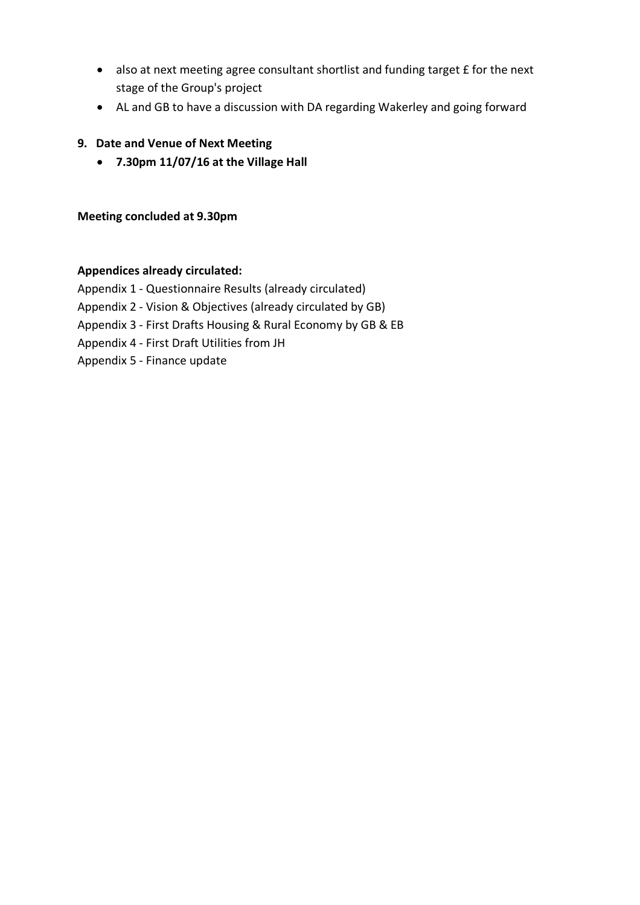- also at next meeting agree consultant shortlist and funding target £ for the next stage of the Group's project
- AL and GB to have a discussion with DA regarding Wakerley and going forward

**9. Date and Venue of Next Meeting**

- **7.30pm 11/07/16 at the Village Hall**

**Meeting concluded at 9.30pm**

**Appendices already circulated:**

Appendix 1 - Questionnaire Results (already circulated)
Appendix 2 - Vision & Objectives (already circulated by GB)
Appendix 3 - First Drafts Housing & Rural Economy by GB & EB
Appendix 4 - First Draft Utilities from JH
Appendix 5 - Finance update